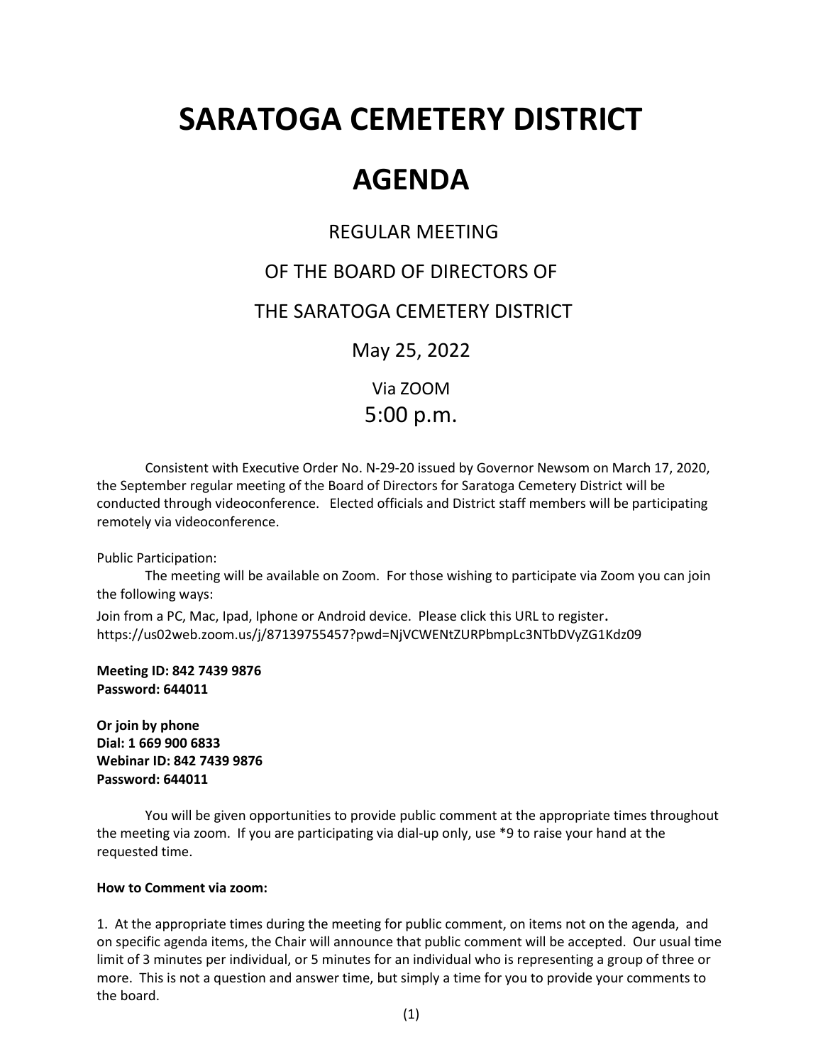# SARATOGA CEMETERY DISTRICT

# AGENDA

REGULAR MEETING

OF THE BOARD OF DIRECTORS OF

THE SARATOGA CEMETERY DISTRICT

May 25, 2022

Via ZOOM

5:00 p.m.

Consistent with Executive Order No. N-29-20 issued by Governor Newsom on March 17, 2020, the September regular meeting of the Board of Directors for Saratoga Cemetery District will be conducted through videoconference. Elected officials and District staff members will be participating remotely via videoconference.

Public Participation:

The meeting will be available on Zoom. For those wishing to participate via Zoom you can join the following ways:

Join from a PC, Mac, Ipad, Iphone or Android device. Please click this URL to register.
https://us02web.zoom.us/j/87139755457?pwd=NjVCWENtZURPbmpLc3NTbDVyZG1Kdz09

**Meeting ID: 842 7439 9876**
**Password: 644011**

**Or join by phone**
**Dial: 1 669 900 6833**
**Webinar ID: 842 7439 9876**
**Password: 644011**

You will be given opportunities to provide public comment at the appropriate times throughout the meeting via zoom. If you are participating via dial-up only, use *9 to raise your hand at the requested time.

**How to Comment via zoom:**

1. At the appropriate times during the meeting for public comment, on items not on the agenda, and on specific agenda items, the Chair will announce that public comment will be accepted. Our usual time limit of 3 minutes per individual, or 5 minutes for an individual who is representing a group of three or more. This is not a question and answer time, but simply a time for you to provide your comments to the board.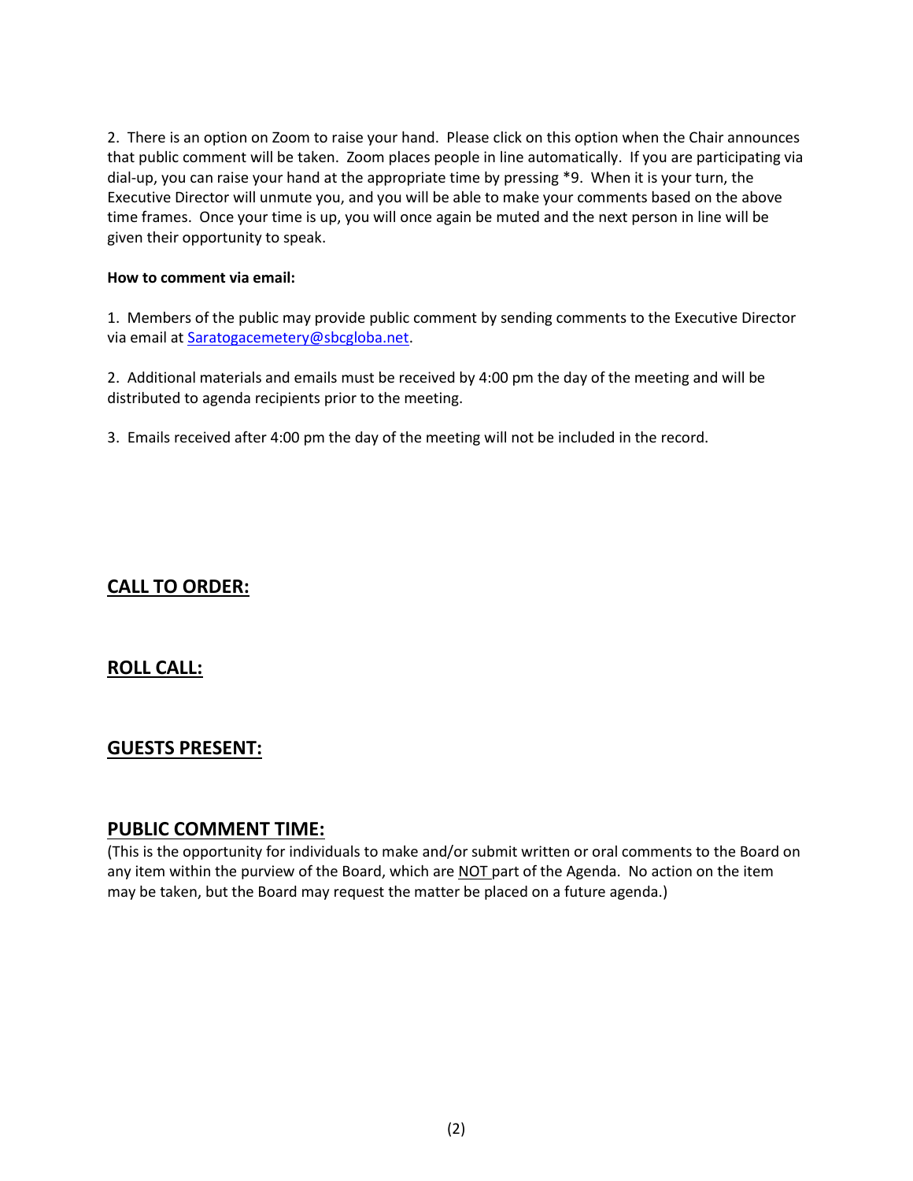2. There is an option on Zoom to raise your hand. Please click on this option when the Chair announces that public comment will be taken. Zoom places people in line automatically. If you are participating via dial-up, you can raise your hand at the appropriate time by pressing *9. When it is your turn, the Executive Director will unmute you, and you will be able to make your comments based on the above time frames. Once your time is up, you will once again be muted and the next person in line will be given their opportunity to speak.

**How to comment via email:**

1. Members of the public may provide public comment by sending comments to the Executive Director via email at Saratogacemetery@sbcgloba.net.

2. Additional materials and emails must be received by 4:00 pm the day of the meeting and will be distributed to agenda recipients prior to the meeting.

3. Emails received after 4:00 pm the day of the meeting will not be included in the record.

## CALL TO ORDER:

## ROLL CALL:

## GUESTS PRESENT:

## PUBLIC COMMENT TIME:

(This is the opportunity for individuals to make and/or submit written or oral comments to the Board on any item within the purview of the Board, which are NOT part of the Agenda. No action on the item may be taken, but the Board may request the matter be placed on a future agenda.)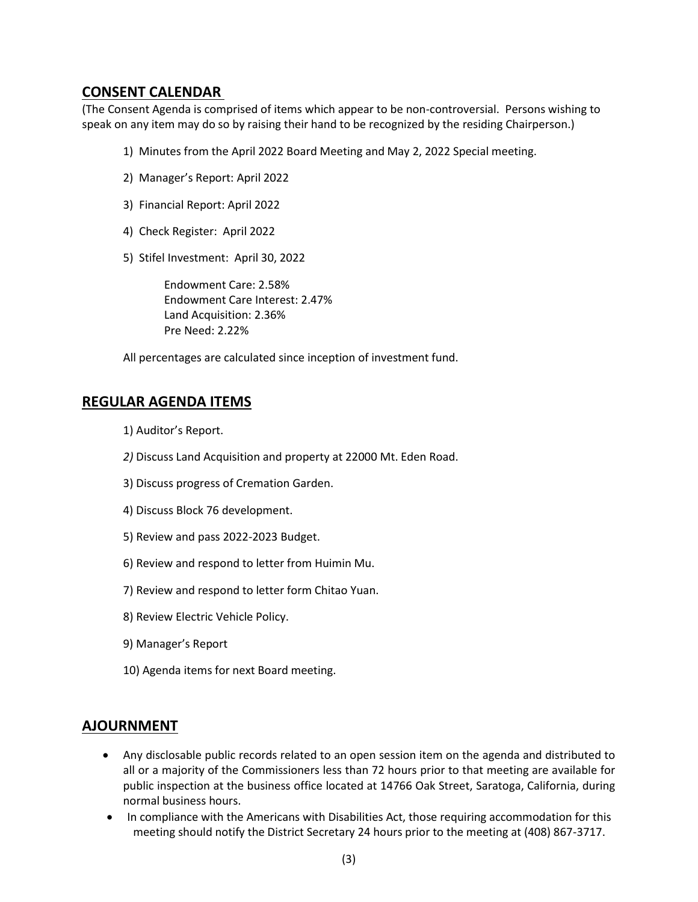## CONSENT CALENDAR

(The Consent Agenda is comprised of items which appear to be non-controversial. Persons wishing to speak on any item may do so by raising their hand to be recognized by the residing Chairperson.)

1) Minutes from the April 2022 Board Meeting and May 2, 2022 Special meeting.

2) Manager's Report: April 2022

3) Financial Report: April 2022

4) Check Register: April 2022

5) Stifel Investment: April 30, 2022

   Endowment Care: 2.58%
   Endowment Care Interest: 2.47%
   Land Acquisition: 2.36%
   Pre Need: 2.22%

All percentages are calculated since inception of investment fund.

## REGULAR AGENDA ITEMS

1) Auditor's Report.

*2)* Discuss Land Acquisition and property at 22000 Mt. Eden Road.

3) Discuss progress of Cremation Garden.

4) Discuss Block 76 development.

5) Review and pass 2022-2023 Budget.

6) Review and respond to letter from Huimin Mu.

7) Review and respond to letter form Chitao Yuan.

8) Review Electric Vehicle Policy.

9) Manager's Report

10) Agenda items for next Board meeting.

## AJOURNMENT

- Any disclosable public records related to an open session item on the agenda and distributed to all or a majority of the Commissioners less than 72 hours prior to that meeting are available for public inspection at the business office located at 14766 Oak Street, Saratoga, California, during normal business hours.
- In compliance with the Americans with Disabilities Act, those requiring accommodation for this meeting should notify the District Secretary 24 hours prior to the meeting at (408) 867-3717.